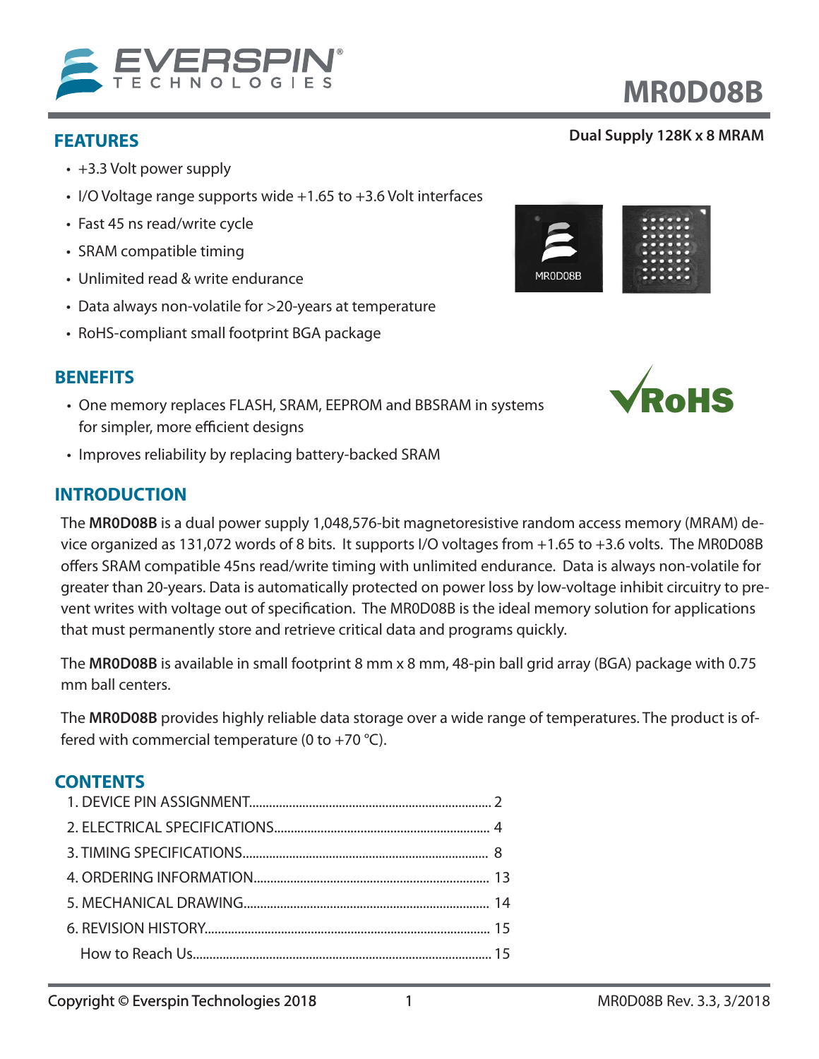# MR0D08B

**Dual Supply 128K x 8 MRAM**

## FEATURES

- +3.3 Volt power supply
- I/O Voltage range supports wide +1.65 to +3.6 Volt interfaces
- Fast 45 ns read/write cycle
- SRAM compatible timing
- Unlimited read & write endurance
- Data always non-volatile for >20-years at temperature
- RoHS-compliant small footprint BGA package

## BENEFITS

- One memory replaces FLASH, SRAM, EEPROM and BBSRAM in systems for simpler, more efficient designs
- Improves reliability by replacing battery-backed SRAM

## INTRODUCTION

The **MR0D08B** is a dual power supply 1,048,576-bit magnetoresistive random access memory (MRAM) device organized as 131,072 words of 8 bits. It supports I/O voltages from +1.65 to +3.6 volts. The MR0D08B offers SRAM compatible 45ns read/write timing with unlimited endurance. Data is always non-volatile for greater than 20-years. Data is automatically protected on power loss by low-voltage inhibit circuitry to prevent writes with voltage out of specification. The MR0D08B is the ideal memory solution for applications that must permanently store and retrieve critical data and programs quickly.

The **MR0D08B** is available in small footprint 8 mm x 8 mm, 48-pin ball grid array (BGA) package with 0.75 mm ball centers.

The **MR0D08B** provides highly reliable data storage over a wide range of temperatures. The product is offered with commercial temperature (0 to +70 °C).

## CONTENTS

1. DEVICE PIN ASSIGNMENT........ 2
2. ELECTRICAL SPECIFICATIONS........ 4
3. TIMING SPECIFICATIONS........ 8
4. ORDERING INFORMATION........ 13
5. MECHANICAL DRAWING........ 14
6. REVISION HISTORY........ 15

How to Reach Us........ 15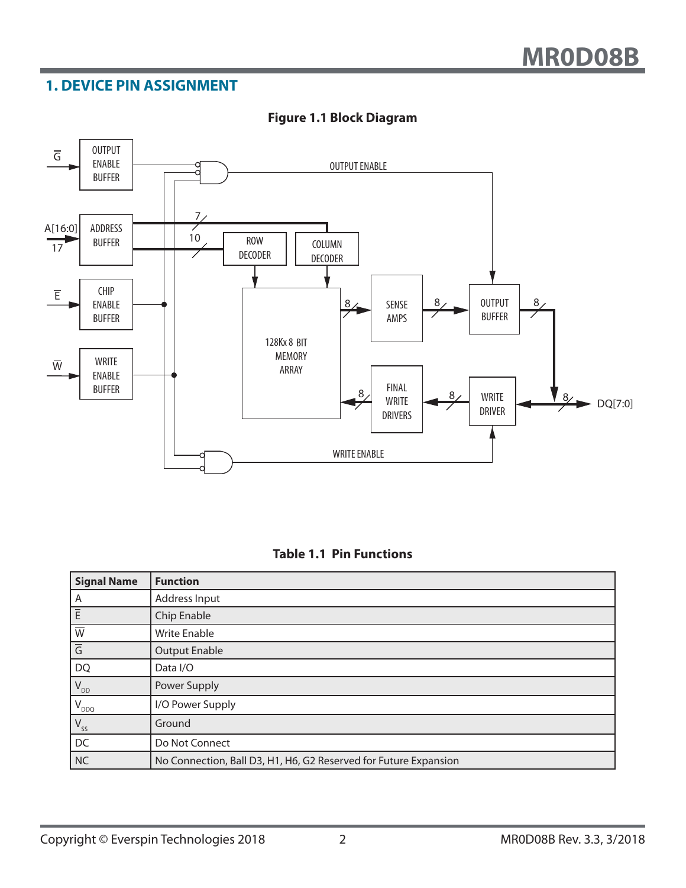## 1. DEVICE PIN ASSIGNMENT

**Figure 1.1 Block Diagram**

**Table 1.1 Pin Functions**

| Signal Name | Function |
|---|---|
| A | Address Input |
| $\overline{E}$ | Chip Enable |
| $\overline{W}$ | Write Enable |
| $\overline{G}$ | Output Enable |
| DQ | Data I/O |
| $V_{DD}$ | Power Supply |
| $V_{DDQ}$ | I/O Power Supply |
| $V_{SS}$ | Ground |
| DC | Do Not Connect |
| NC | No Connection, Ball D3, H1, H6, G2 Reserved for Future Expansion |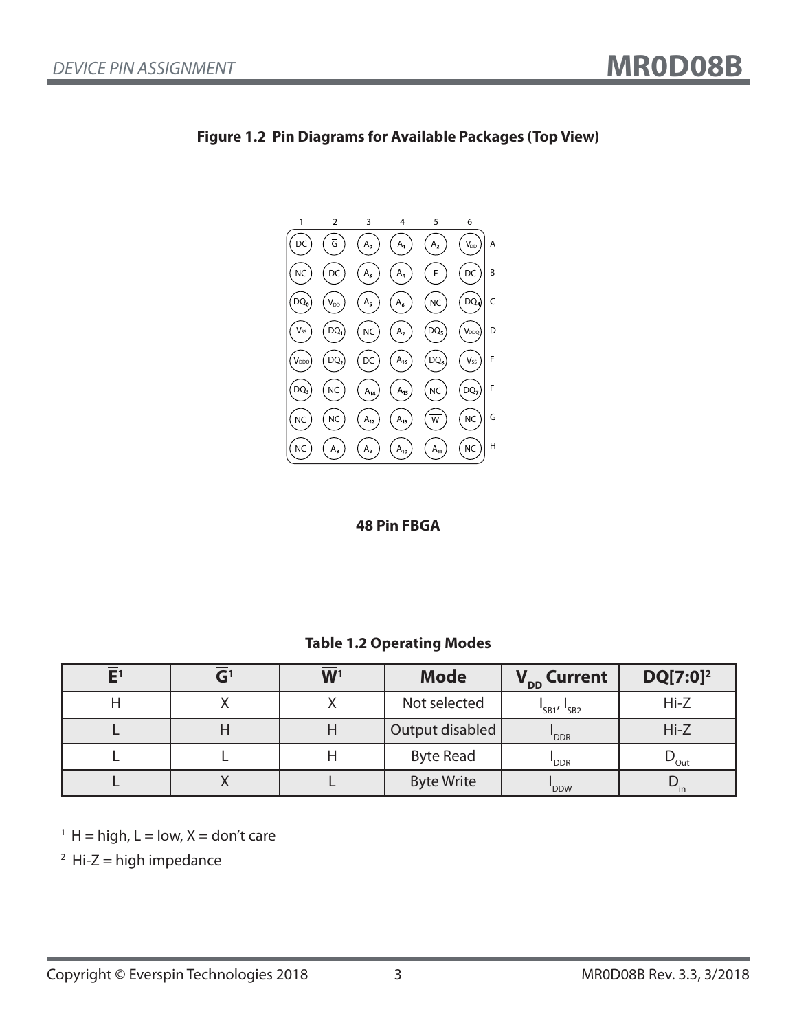## Figure 1.2 Pin Diagrams for Available Packages (Top View)

| | 1 | 2 | 3 | 4 | 5 | 6 |
|---|---|---|---|---|---|---|
| A | DC | $\overline{G}$ | $A_0$ | $A_1$ | $A_2$ | $V_{DD}$ |
| B | NC | DC | $A_3$ | $A_4$ | $\overline{E}$ | DC |
| C | $DQ_0$ | $V_{DD}$ | $A_5$ | $A_6$ | NC | $DQ_4$ |
| D | $V_{SS}$ | $DQ_1$ | NC | $A_7$ | $DQ_5$ | $V_{DDQ}$ |
| E | $V_{DDQ}$ | $DQ_2$ | DC | $A_{16}$ | $DQ_6$ | $V_{SS}$ |
| F | $DQ_3$ | NC | $A_{14}$ | $A_{15}$ | NC | $DQ_7$ |
| G | NC | NC | $A_{12}$ | $A_{13}$ | $\overline{W}$ | NC |
| H | NC | $A_8$ | $A_9$ | $A_{10}$ | $A_{11}$ | NC |

**48 Pin FBGA**

**Table 1.2 Operating Modes**

| $\overline{E}$[1] | $\overline{G}$[1] | $\overline{W}$[1] | Mode | $V_{DD}$ Current | DQ[7:0][2] |
|---|---|---|---|---|---|
| H | X | X | Not selected | $I_{SB1}$, $I_{SB2}$ | Hi-Z |
| L | H | H | Output disabled | $I_{DDR}$ | Hi-Z |
| L | L | H | Byte Read | $I_{DDR}$ | $D_{Out}$ |
| L | X | L | Byte Write | $I_{DDW}$ | $D_{in}$ |

[1] H = high, L = low, X = don't care

[2] Hi-Z = high impedance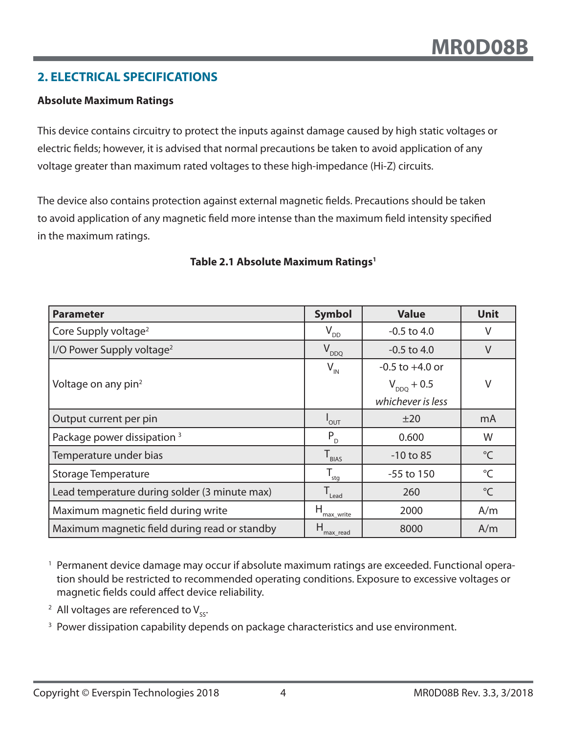## 2. ELECTRICAL SPECIFICATIONS

### Absolute Maximum Ratings

This device contains circuitry to protect the inputs against damage caused by high static voltages or electric fields; however, it is advised that normal precautions be taken to avoid application of any voltage greater than maximum rated voltages to these high-impedance (Hi-Z) circuits.

The device also contains protection against external magnetic fields. Precautions should be taken to avoid application of any magnetic field more intense than the maximum field intensity specified in the maximum ratings.

**Table 2.1 Absolute Maximum Ratings[1]**

| Parameter | Symbol | Value | Unit |
|---|---|---|---|
| Core Supply voltage[2] | $V_{DD}$ | -0.5 to 4.0 | V |
| I/O Power Supply voltage[2] | $V_{DDQ}$ | -0.5 to 4.0 | V |
| Voltage on any pin[2] | $V_{IN}$ | -0.5 to +4.0 or $V_{DDQ}$ + 0.5 *whichever is less* | V |
| Output current per pin | $I_{OUT}$ | ±20 | mA |
| Package power dissipation [3] | $P_D$ | 0.600 | W |
| Temperature under bias | $T_{BIAS}$ | -10 to 85 | °C |
| Storage Temperature | $T_{stg}$ | -55 to 150 | °C |
| Lead temperature during solder (3 minute max) | $T_{Lead}$ | 260 | °C |
| Maximum magnetic field during write | $H_{max\_write}$ | 2000 | A/m |
| Maximum magnetic field during read or standby | $H_{max\_read}$ | 8000 | A/m |

[1] Permanent device damage may occur if absolute maximum ratings are exceeded. Functional operation should be restricted to recommended operating conditions. Exposure to excessive voltages or magnetic fields could affect device reliability.

[2] All voltages are referenced to $V_{SS}$.

[3] Power dissipation capability depends on package characteristics and use environment.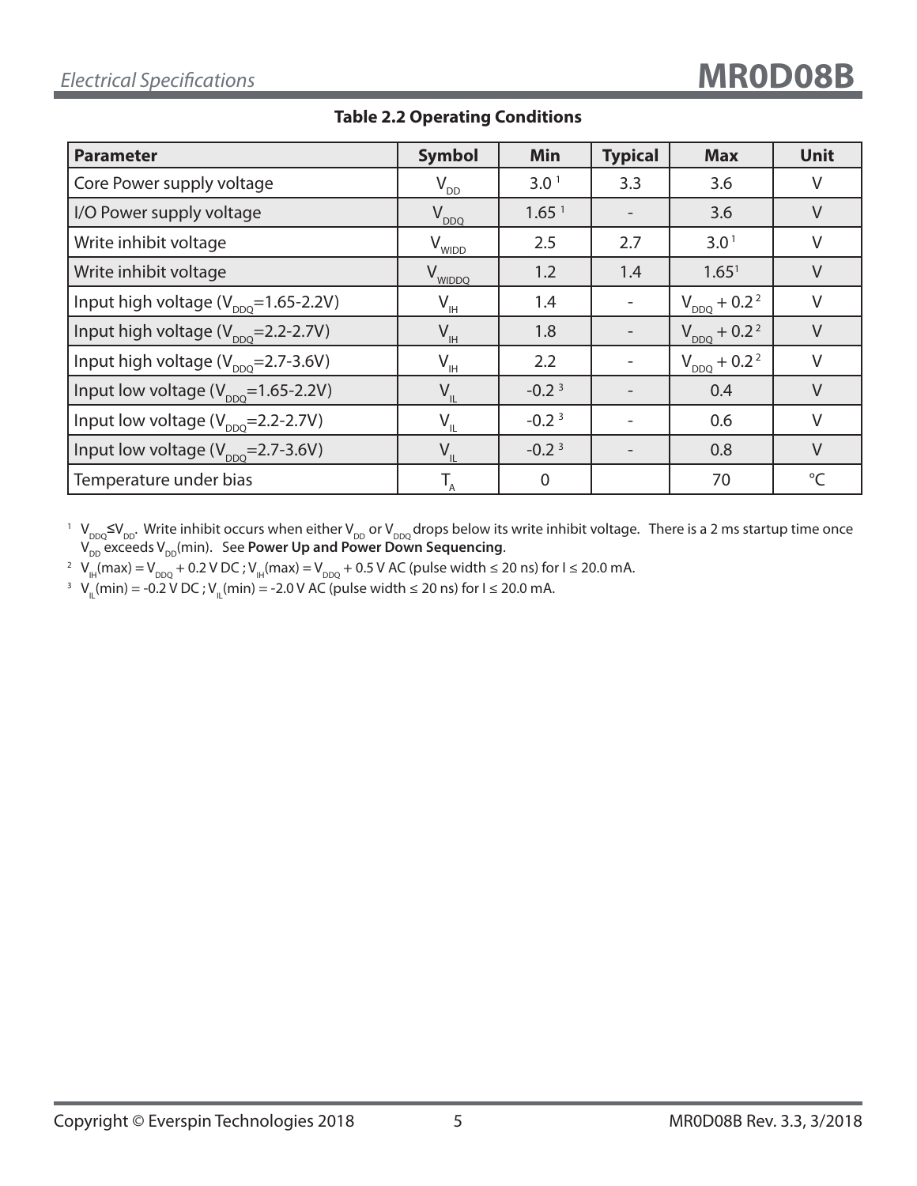**Table 2.2 Operating Conditions**

| Parameter | Symbol | Min | Typical | Max | Unit |
|---|---|---|---|---|---|
| Core Power supply voltage | $V_{DD}$ | 3.0 [1] | 3.3 | 3.6 | V |
| I/O Power supply voltage | $V_{DDQ}$ | 1.65 [1] | - | 3.6 | V |
| Write inhibit voltage | $V_{WIDD}$ | 2.5 | 2.7 | 3.0 [1] | V |
| Write inhibit voltage | $V_{WIDDQ}$ | 1.2 | 1.4 | 1.65 [1] | V |
| Input high voltage ($V_{DDQ}$=1.65-2.2V) | $V_{IH}$ | 1.4 | - | $V_{DDQ}$ + 0.2 [2] | V |
| Input high voltage ($V_{DDQ}$=2.2-2.7V) | $V_{IH}$ | 1.8 | - | $V_{DDQ}$ + 0.2 [2] | V |
| Input high voltage ($V_{DDQ}$=2.7-3.6V) | $V_{IH}$ | 2.2 | - | $V_{DDQ}$ + 0.2 [2] | V |
| Input low voltage ($V_{DDQ}$=1.65-2.2V) | $V_{IL}$ | -0.2 [3] | - | 0.4 | V |
| Input low voltage ($V_{DDQ}$=2.2-2.7V) | $V_{IL}$ | -0.2 [3] | - | 0.6 | V |
| Input low voltage ($V_{DDQ}$=2.7-3.6V) | $V_{IL}$ | -0.2 [3] | - | 0.8 | V |
| Temperature under bias | $T_A$ | 0 | | 70 | °C |

[1] $V_{DDQ} \leq V_{DD}$. Write inhibit occurs when either $V_{DD}$ or $V_{DDQ}$ drops below its write inhibit voltage. There is a 2 ms startup time once $V_{DD}$ exceeds $V_{DD}$(min). See **Power Up and Power Down Sequencing**.

[2] $V_{IH}$(max) = $V_{DDQ}$ + 0.2 V DC ; $V_{IH}$(max) = $V_{DDQ}$ + 0.5 V AC (pulse width ≤ 20 ns) for I ≤ 20.0 mA.

[3] $V_{IL}$(min) = -0.2 V DC ; $V_{IL}$(min) = -2.0 V AC (pulse width ≤ 20 ns) for I ≤ 20.0 mA.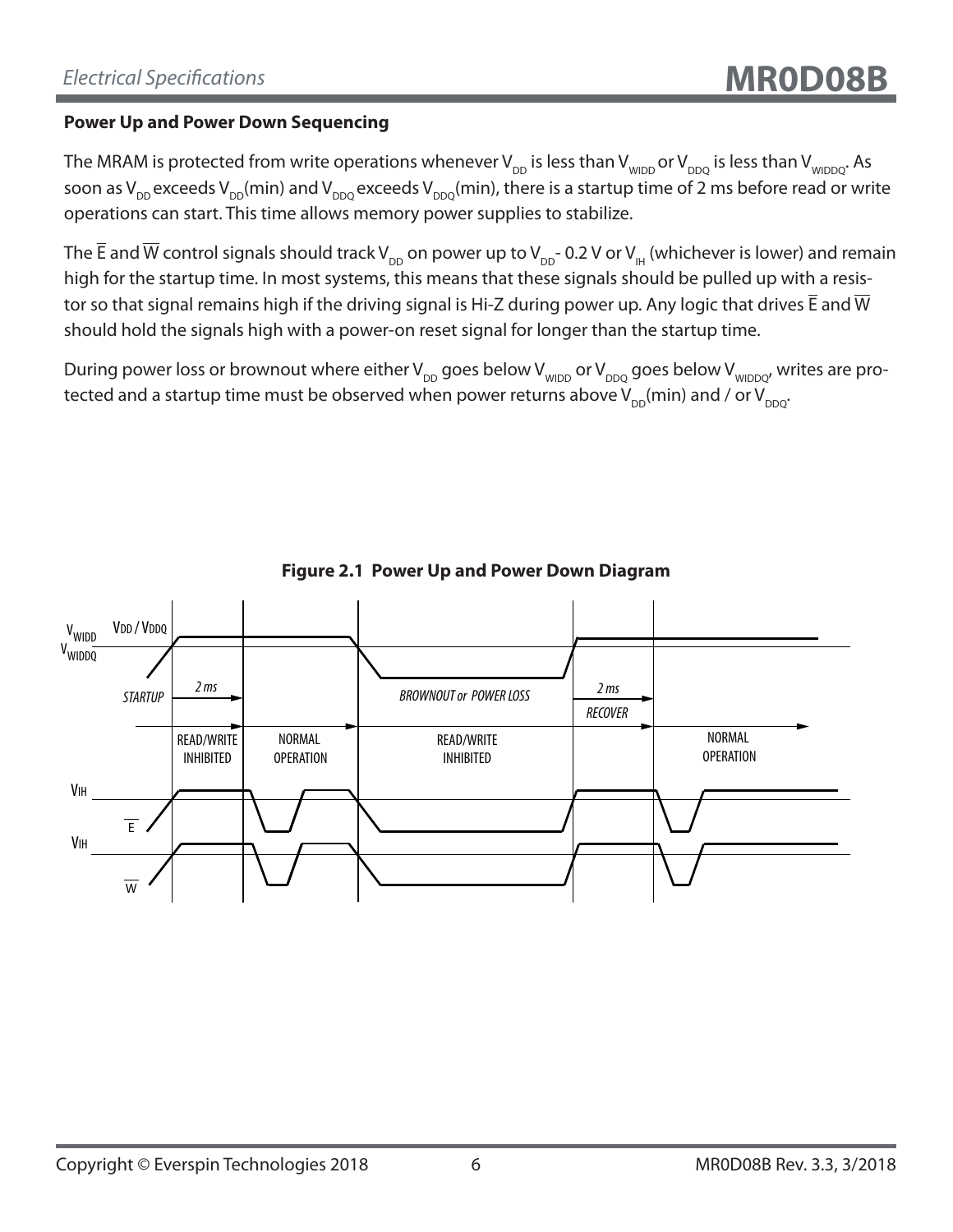## Power Up and Power Down Sequencing

The MRAM is protected from write operations whenever $V_{DD}$ is less than $V_{WIDD}$ or $V_{DDQ}$ is less than $V_{WIDDQ}$. As soon as $V_{DD}$ exceeds $V_{DD}$(min) and $V_{DDQ}$ exceeds $V_{DDQ}$(min), there is a startup time of 2 ms before read or write operations can start. This time allows memory power supplies to stabilize.

The $\overline{E}$ and $\overline{W}$ control signals should track $V_{DD}$ on power up to $V_{DD}$- 0.2 V or $V_{IH}$ (whichever is lower) and remain high for the startup time. In most systems, this means that these signals should be pulled up with a resistor so that signal remains high if the driving signal is Hi-Z during power up. Any logic that drives $\overline{E}$ and $\overline{W}$ should hold the signals high with a power-on reset signal for longer than the startup time.

During power loss or brownout where either $V_{DD}$ goes below $V_{WIDD}$ or $V_{DDQ}$ goes below $V_{WIDDQ}$, writes are protected and a startup time must be observed when power returns above $V_{DD}$(min) and / or $V_{DDQ}$.

**Figure 2.1 Power Up and Power Down Diagram**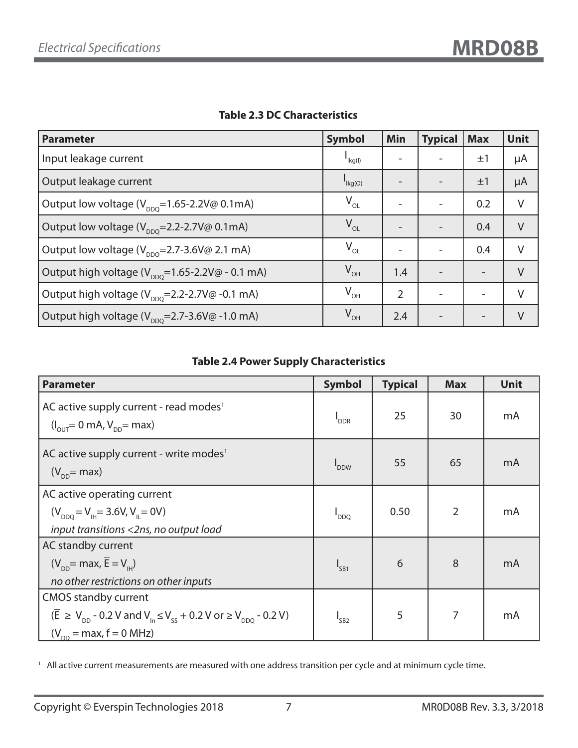**Table 2.3 DC Characteristics**

| Parameter | Symbol | Min | Typical | Max | Unit |
|---|---|---|---|---|---|
| Input leakage current | $I_{lkg(I)}$ | - | - | ±1 | µA |
| Output leakage current | $I_{lkg(O)}$ | - | - | ±1 | µA |
| Output low voltage ($V_{DDQ}$=1.65-2.2V@ 0.1mA) | $V_{OL}$ | - | - | 0.2 | V |
| Output low voltage ($V_{DDQ}$=2.2-2.7V@ 0.1mA) | $V_{OL}$ | - | - | 0.4 | V |
| Output low voltage ($V_{DDQ}$=2.7-3.6V@ 2.1 mA) | $V_{OL}$ | - | - | 0.4 | V |
| Output high voltage ($V_{DDQ}$=1.65-2.2V@ - 0.1 mA) | $V_{OH}$ | 1.4 | - | - | V |
| Output high voltage ($V_{DDQ}$=2.2-2.7V@ -0.1 mA) | $V_{OH}$ | 2 | - | - | V |
| Output high voltage ($V_{DDQ}$=2.7-3.6V@ -1.0 mA) | $V_{OH}$ | 2.4 | - | - | V |

**Table 2.4 Power Supply Characteristics**

| Parameter | Symbol | Typical | Max | Unit |
|---|---|---|---|---|
| AC active supply current - read modes[1] ($I_{OUT}$= 0 mA, $V_{DD}$= max) | $I_{DDR}$ | 25 | 30 | mA |
| AC active supply current - write modes[1] ($V_{DD}$= max) | $I_{DDW}$ | 55 | 65 | mA |
| AC active operating current ($V_{DDQ} = V_{IH}$= 3.6V, $V_{IL}$= 0V) *input transitions <2ns, no output load* | $I_{DDQ}$ | 0.50 | 2 | mA |
| AC standby current ($V_{DD}$= max, $\overline{E} = V_{IH}$) *no other restrictions on other inputs* | $I_{SB1}$ | 6 | 8 | mA |
| CMOS standby current ($\overline{E} \geq V_{DD}$ - 0.2 V and $V_{In} \leq V_{SS}$ + 0.2 V or $\geq V_{DDQ}$ - 0.2 V) ($V_{DD}$ = max, f = 0 MHz) | $I_{SB2}$ | 5 | 7 | mA |

[1] All active current measurements are measured with one address transition per cycle and at minimum cycle time.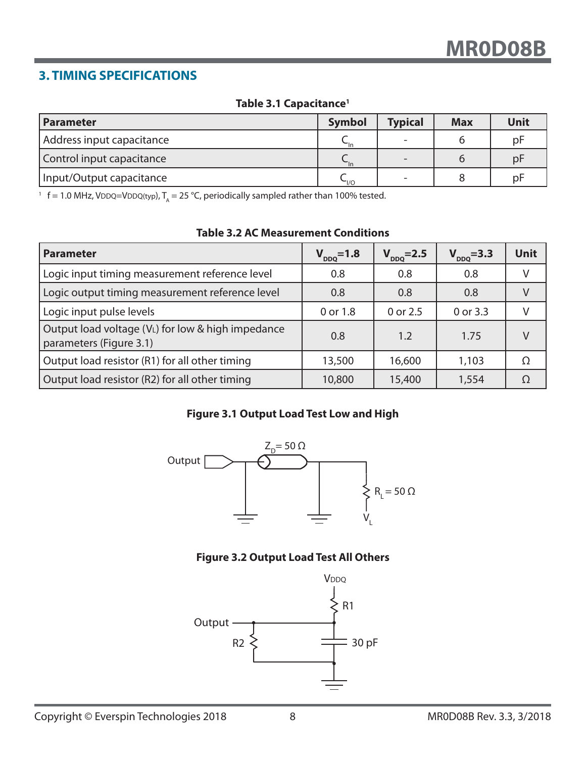## 3. TIMING SPECIFICATIONS

**Table 3.1 Capacitance[1]**

| Parameter | Symbol | Typical | Max | Unit |
|---|---|---|---|---|
| Address input capacitance | $C_{In}$ | - | 6 | pF |
| Control input capacitance | $C_{In}$ | - | 6 | pF |
| Input/Output capacitance | $C_{I/O}$ | - | 8 | pF |

[1] f = 1.0 MHz, VDDQ=VDDQ(typ), $T_A$ = 25 °C, periodically sampled rather than 100% tested.

**Table 3.2 AC Measurement Conditions**

| Parameter | $V_{DDQ}$=1.8 | $V_{DDQ}$=2.5 | $V_{DDQ}$=3.3 | Unit |
|---|---|---|---|---|
| Logic input timing measurement reference level | 0.8 | 0.8 | 0.8 | V |
| Logic output timing measurement reference level | 0.8 | 0.8 | 0.8 | V |
| Logic input pulse levels | 0 or 1.8 | 0 or 2.5 | 0 or 3.3 | V |
| Output load voltage ($V_L$) for low & high impedance parameters (Figure 3.1) | 0.8 | 1.2 | 1.75 | V |
| Output load resistor (R1) for all other timing | 13,500 | 16,600 | 1,103 | Ω |
| Output load resistor (R2) for all other timing | 10,800 | 15,400 | 1,554 | Ω |

**Figure 3.1 Output Load Test Low and High**

Output — $Z_D$ = 50 Ω — $R_L$ = 50 Ω — $V_L$

**Figure 3.2 Output Load Test All Others**

VDDQ — R1 — Output — R2 — 30 pF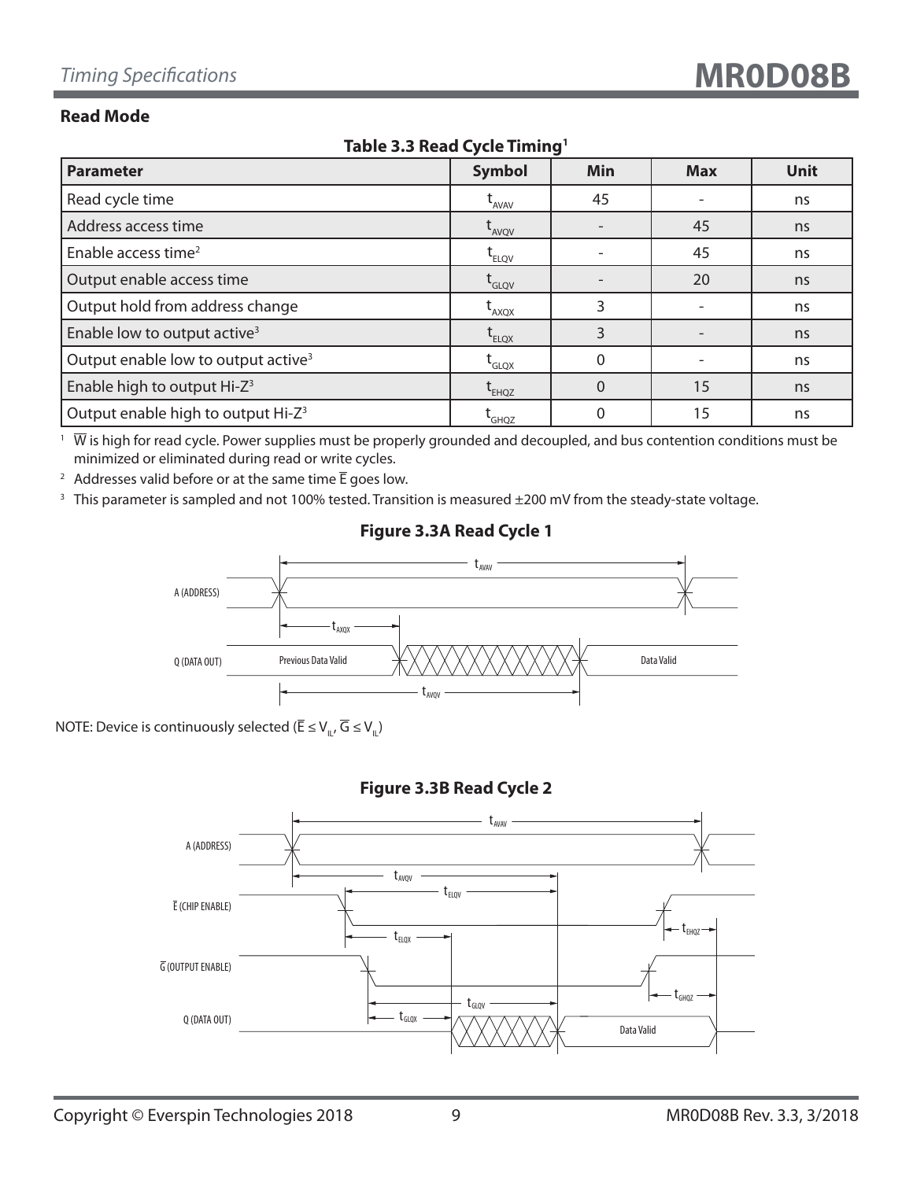## Read Mode

**Table 3.3 Read Cycle Timing[1]**

| Parameter | Symbol | Min | Max | Unit |
|---|---|---|---|---|
| Read cycle time | $t_{AVAV}$ | 45 | - | ns |
| Address access time | $t_{AVQV}$ | - | 45 | ns |
| Enable access time[2] | $t_{ELQV}$ | - | 45 | ns |
| Output enable access time | $t_{GLQV}$ | - | 20 | ns |
| Output hold from address change | $t_{AXQX}$ | 3 | - | ns |
| Enable low to output active[3] | $t_{ELQX}$ | 3 | - | ns |
| Output enable low to output active[3] | $t_{GLQX}$ | 0 | - | ns |
| Enable high to output Hi-Z[3] | $t_{EHQZ}$ | 0 | 15 | ns |
| Output enable high to output Hi-Z[3] | $t_{GHQZ}$ | 0 | 15 | ns |

[1] $\overline{W}$ is high for read cycle. Power supplies must be properly grounded and decoupled, and bus contention conditions must be minimized or eliminated during read or write cycles.

[2] Addresses valid before or at the same time $\overline{E}$ goes low.

[3] This parameter is sampled and not 100% tested. Transition is measured ±200 mV from the steady-state voltage.

**Figure 3.3A Read Cycle 1**

NOTE: Device is continuously selected ($\overline{E} \leq V_{IL}$, $\overline{G} \leq V_{IL}$)

**Figure 3.3B Read Cycle 2**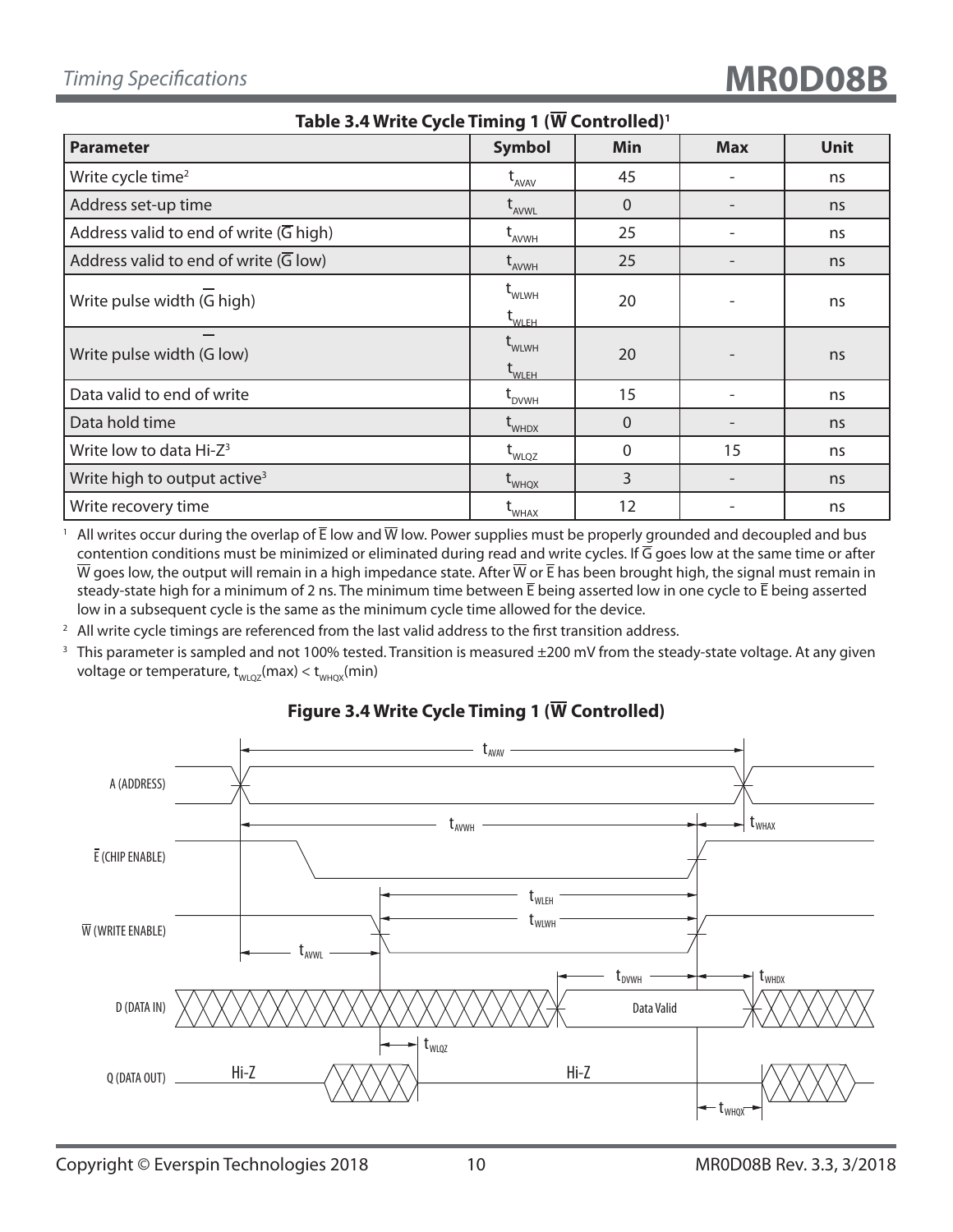**Table 3.4 Write Cycle Timing 1 ($\overline{W}$ Controlled)[1]**

| Parameter | Symbol | Min | Max | Unit |
|---|---|---|---|---|
| Write cycle time[2] | $t_{AVAV}$ | 45 | - | ns |
| Address set-up time | $t_{AVWL}$ | 0 | - | ns |
| Address valid to end of write ($\overline{G}$ high) | $t_{AVWH}$ | 25 | - | ns |
| Address valid to end of write ($\overline{G}$ low) | $t_{AVWH}$ | 25 | - | ns |
| Write pulse width ($\overline{G}$ high) | $t_{WLWH}$ $t_{WLEH}$ | 20 | - | ns |
| Write pulse width ($\overline{G}$ low) | $t_{WLWH}$ $t_{WLEH}$ | 20 | - | ns |
| Data valid to end of write | $t_{DVWH}$ | 15 | - | ns |
| Data hold time | $t_{WHDX}$ | 0 | - | ns |
| Write low to data Hi-Z[3] | $t_{WLQZ}$ | 0 | 15 | ns |
| Write high to output active[3] | $t_{WHQX}$ | 3 | - | ns |
| Write recovery time | $t_{WHAX}$ | 12 | - | ns |

[1] All writes occur during the overlap of $\overline{E}$ low and $\overline{W}$ low. Power supplies must be properly grounded and decoupled and bus contention conditions must be minimized or eliminated during read and write cycles. If $\overline{G}$ goes low at the same time or after $\overline{W}$ goes low, the output will remain in a high impedance state. After $\overline{W}$ or $\overline{E}$ has been brought high, the signal must remain in steady-state high for a minimum of 2 ns. The minimum time between $\overline{E}$ being asserted low in one cycle to $\overline{E}$ being asserted low in a subsequent cycle is the same as the minimum cycle time allowed for the device.

[2] All write cycle timings are referenced from the last valid address to the first transition address.

[3] This parameter is sampled and not 100% tested. Transition is measured ±200 mV from the steady-state voltage. At any given voltage or temperature, $t_{WLQZ}(max) < t_{WHQX}(min)$

**Figure 3.4 Write Cycle Timing 1 ($\overline{W}$ Controlled)**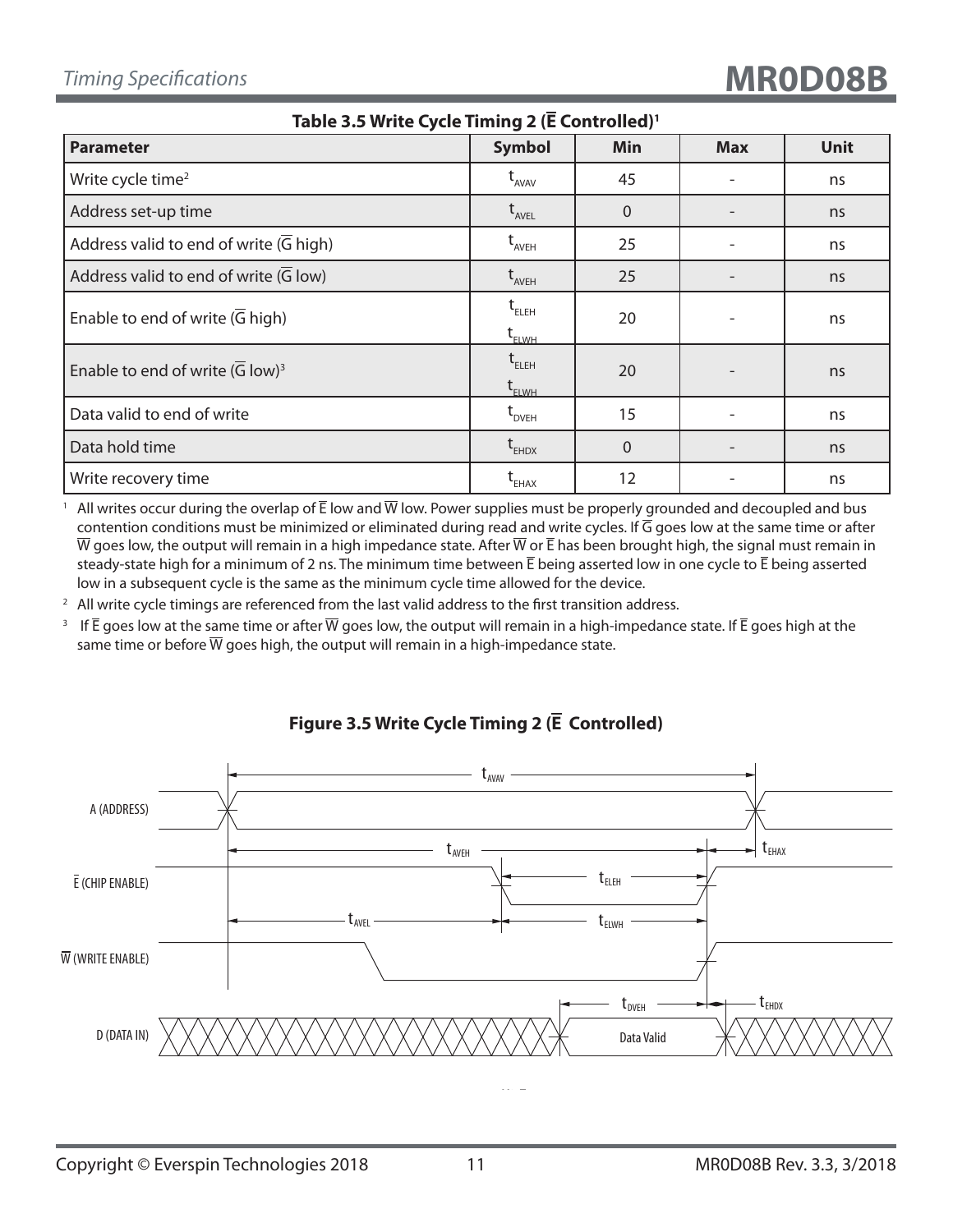### Table 3.5 Write Cycle Timing 2 ($\overline{E}$ Controlled)[1]

| Parameter | Symbol | Min | Max | Unit |
|---|---|---|---|---|
| Write cycle time[2] | $t_{AVAV}$ | 45 | - | ns |
| Address set-up time | $t_{AVEL}$ | 0 | - | ns |
| Address valid to end of write ($\overline{G}$ high) | $t_{AVEH}$ | 25 | - | ns |
| Address valid to end of write ($\overline{G}$ low) | $t_{AVEH}$ | 25 | - | ns |
| Enable to end of write ($\overline{G}$ high) | $t_{ELEH}$ $t_{ELWH}$ | 20 | - | ns |
| Enable to end of write ($\overline{G}$ low)[3] | $t_{ELEH}$ $t_{ELWH}$ | 20 | - | ns |
| Data valid to end of write | $t_{DVEH}$ | 15 | - | ns |
| Data hold time | $t_{EHDX}$ | 0 | - | ns |
| Write recovery time | $t_{EHAX}$ | 12 | - | ns |

[1] All writes occur during the overlap of $\overline{E}$ low and $\overline{W}$ low. Power supplies must be properly grounded and decoupled and bus contention conditions must be minimized or eliminated during read and write cycles. If $\overline{G}$ goes low at the same time or after $\overline{W}$ goes low, the output will remain in a high impedance state. After $\overline{W}$ or $\overline{E}$ has been brought high, the signal must remain in steady-state high for a minimum of 2 ns. The minimum time between $\overline{E}$ being asserted low in one cycle to $\overline{E}$ being asserted low in a subsequent cycle is the same as the minimum cycle time allowed for the device.

[2] All write cycle timings are referenced from the last valid address to the first transition address.

[3] If $\overline{E}$ goes low at the same time or after $\overline{W}$ goes low, the output will remain in a high-impedance state. If $\overline{E}$ goes high at the same time or before $\overline{W}$ goes high, the output will remain in a high-impedance state.

### Figure 3.5 Write Cycle Timing 2 ($\overline{E}$ Controlled)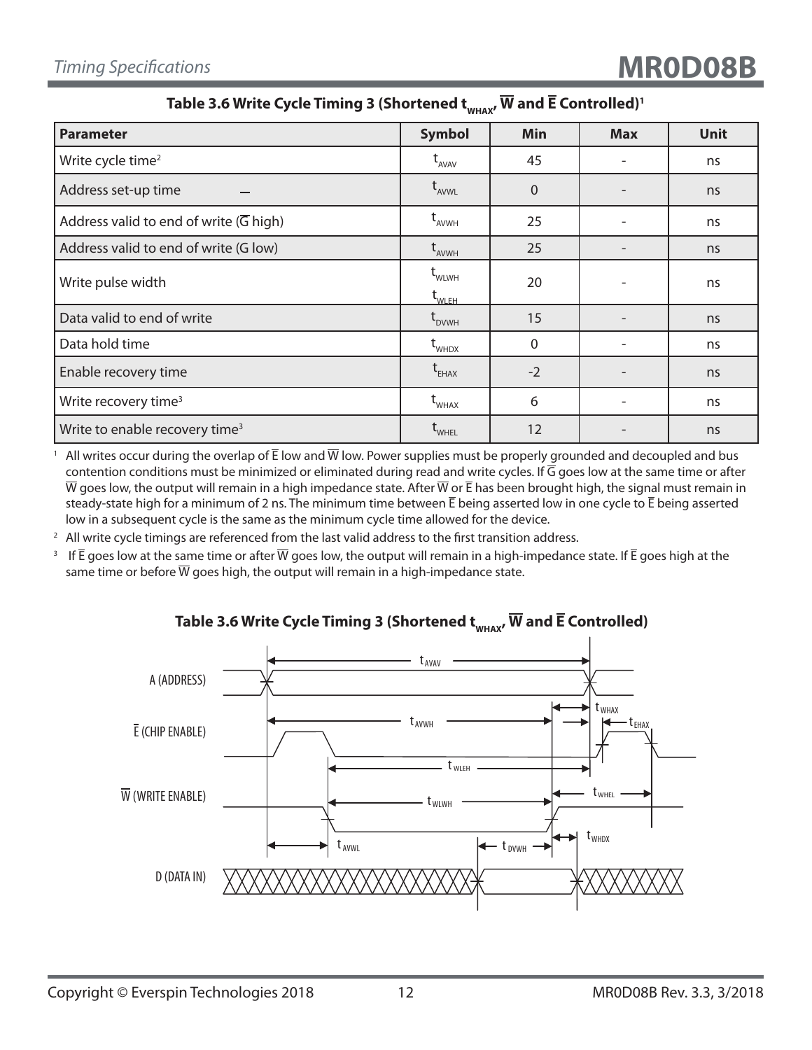### Table 3.6 Write Cycle Timing 3 (Shortened $t_{WHAX}$, $\overline{W}$ and $\overline{E}$ Controlled)[1]

| Parameter | Symbol | Min | Max | Unit |
|---|---|---|---|---|
| Write cycle time[2] | $t_{AVAV}$ | 45 | - | ns |
| Address set-up time | $t_{AVWL}$ | 0 | - | ns |
| Address valid to end of write ($\overline{G}$ high) | $t_{AVWH}$ | 25 | - | ns |
| Address valid to end of write (G low) | $t_{AVWH}$ | 25 | - | ns |
| Write pulse width | $t_{WLWH}$ $t_{WLEH}$ | 20 | - | ns |
| Data valid to end of write | $t_{DVWH}$ | 15 | - | ns |
| Data hold time | $t_{WHDX}$ | 0 | - | ns |
| Enable recovery time | $t_{EHAX}$ | -2 | - | ns |
| Write recovery time[3] | $t_{WHAX}$ | 6 | - | ns |
| Write to enable recovery time[3] | $t_{WHEL}$ | 12 | - | ns |

[1] All writes occur during the overlap of $\overline{E}$ low and $\overline{W}$ low. Power supplies must be properly grounded and decoupled and bus contention conditions must be minimized or eliminated during read and write cycles. If $\overline{G}$ goes low at the same time or after $\overline{W}$ goes low, the output will remain in a high impedance state. After $\overline{W}$ or $\overline{E}$ has been brought high, the signal must remain in steady-state high for a minimum of 2 ns. The minimum time between $\overline{E}$ being asserted low in one cycle to $\overline{E}$ being asserted low in a subsequent cycle is the same as the minimum cycle time allowed for the device.

[2] All write cycle timings are referenced from the last valid address to the first transition address.

[3] If $\overline{E}$ goes low at the same time or after $\overline{W}$ goes low, the output will remain in a high-impedance state. If $\overline{E}$ goes high at the same time or before $\overline{W}$ goes high, the output will remain in a high-impedance state.

### Table 3.6 Write Cycle Timing 3 (Shortened $t_{WHAX}$, $\overline{W}$ and $\overline{E}$ Controlled)

A (ADDRESS)

$\overline{E}$ (CHIP ENABLE)

$\overline{W}$ (WRITE ENABLE)

D (DATA IN)

$t_{AVAV}$, $t_{WHAX}$, $t_{AVWH}$, $t_{EHAX}$, $t_{WLEH}$, $t_{WLWH}$, $t_{WHEL}$, $t_{AVWL}$, $t_{DVWH}$, $t_{WHDX}$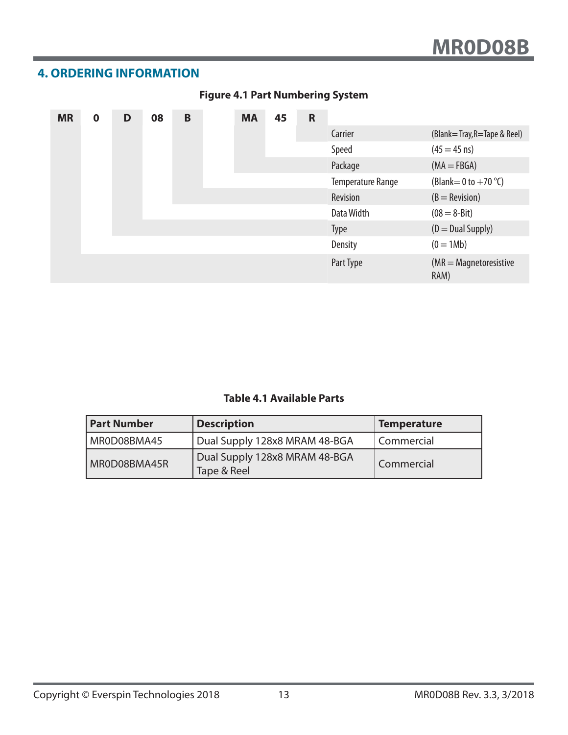## 4. ORDERING INFORMATION

**Figure 4.1 Part Numbering System**

| MR | 0 | D | 08 | B | | MA | 45 | R | Field | Value |
|---|---|---|---|---|---|---|---|---|---|---|
| | | | | | | | | | Carrier | (Blank= Tray,R=Tape & Reel) |
| | | | | | | | | | Speed | (45 = 45 ns) |
| | | | | | | | | | Package | (MA = FBGA) |
| | | | | | | | | | Temperature Range | (Blank= 0 to +70 °C) |
| | | | | | | | | | Revision | (B = Revision) |
| | | | | | | | | | Data Width | (08 = 8-Bit) |
| | | | | | | | | | Type | (D = Dual Supply) |
| | | | | | | | | | Density | (0 = 1Mb) |
| | | | | | | | | | Part Type | (MR = Magnetoresistive RAM) |

**Table 4.1 Available Parts**

| Part Number | Description | Temperature |
|---|---|---|
| MR0D08BMA45 | Dual Supply 128x8 MRAM 48-BGA | Commercial |
| MR0D08BMA45R | Dual Supply 128x8 MRAM 48-BGA Tape & Reel | Commercial |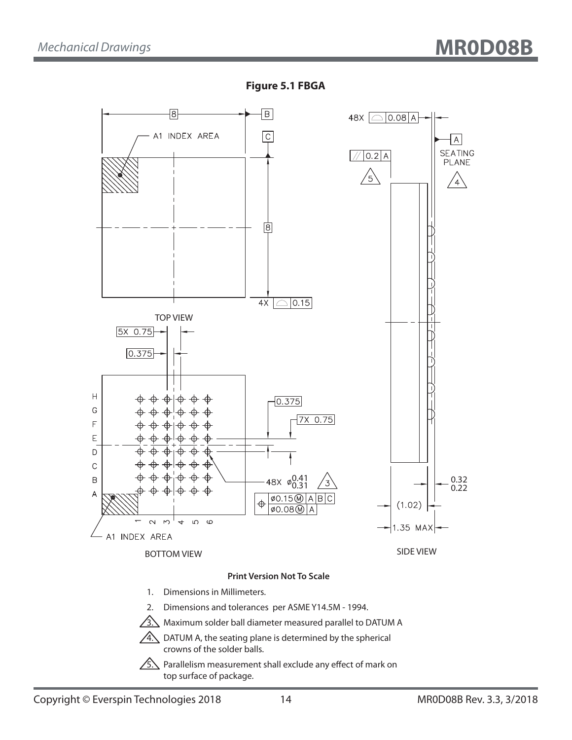## Figure 5.1 FBGA

TOP VIEW

BOTTOM VIEW

SIDE VIEW

**Print Version Not To Scale**

1. Dimensions in Millimeters.
2. Dimensions and tolerances per ASME Y14.5M - 1994.
3. Maximum solder ball diameter measured parallel to DATUM A
4. DATUM A, the seating plane is determined by the spherical crowns of the solder balls.
5. Parallelism measurement shall exclude any effect of mark on top surface of package.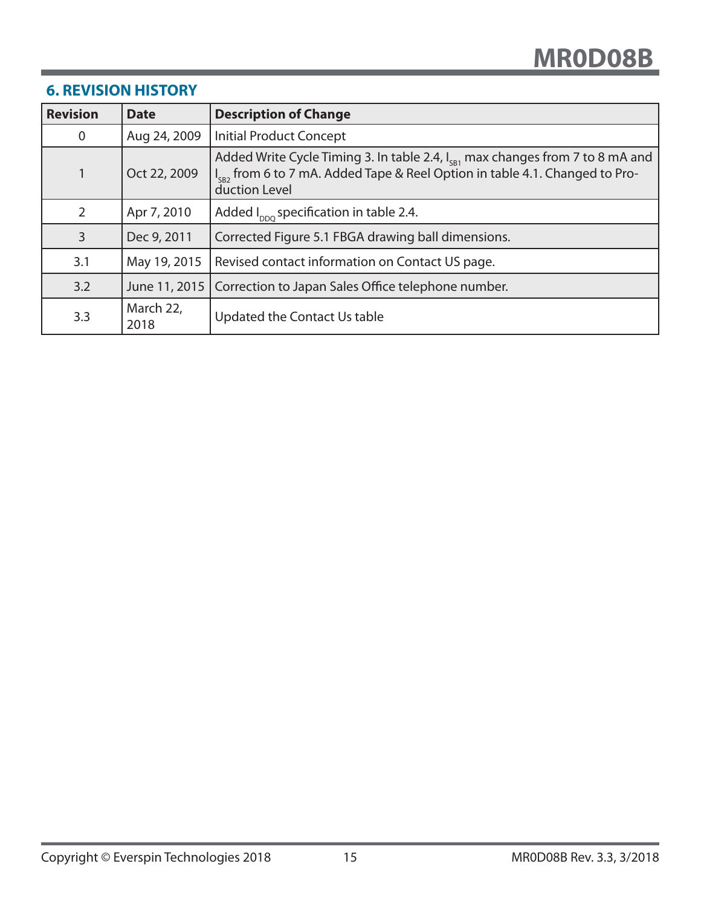## 6. REVISION HISTORY

| Revision | Date | Description of Change |
|---|---|---|
| 0 | Aug 24, 2009 | Initial Product Concept |
| 1 | Oct 22, 2009 | Added Write Cycle Timing 3. In table 2.4, $I_{SB1}$ max changes from 7 to 8 mA and $I_{SB2}$ from 6 to 7 mA. Added Tape & Reel Option in table 4.1. Changed to Production Level |
| 2 | Apr 7, 2010 | Added $I_{DDQ}$ specification in table 2.4. |
| 3 | Dec 9, 2011 | Corrected Figure 5.1 FBGA drawing ball dimensions. |
| 3.1 | May 19, 2015 | Revised contact information on Contact US page. |
| 3.2 | June 11, 2015 | Correction to Japan Sales Office telephone number. |
| 3.3 | March 22, 2018 | Updated the Contact Us table |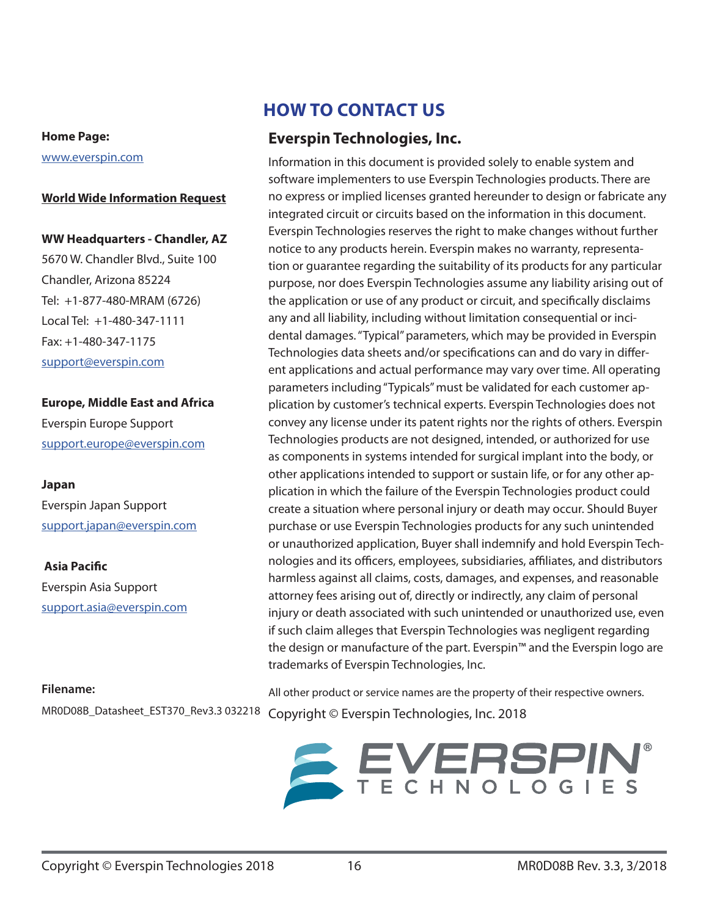## HOW TO CONTACT US

**Home Page:**

www.everspin.com

**World Wide Information Request**

**WW Headquarters - Chandler, AZ**

5670 W. Chandler Blvd., Suite 100
Chandler, Arizona 85224
Tel: +1-877-480-MRAM (6726)
Local Tel: +1-480-347-1111
Fax: +1-480-347-1175
support@everspin.com

**Europe, Middle East and Africa**

Everspin Europe Support
support.europe@everspin.com

**Japan**

Everspin Japan Support
support.japan@everspin.com

**Asia Pacific**

Everspin Asia Support
support.asia@everspin.com

**Filename:**

MR0D08B_Datasheet_EST370_Rev3.3 032218

### Everspin Technologies, Inc.

Information in this document is provided solely to enable system and software implementers to use Everspin Technologies products. There are no express or implied licenses granted hereunder to design or fabricate any integrated circuit or circuits based on the information in this document. Everspin Technologies reserves the right to make changes without further notice to any products herein. Everspin makes no warranty, representation or guarantee regarding the suitability of its products for any particular purpose, nor does Everspin Technologies assume any liability arising out of the application or use of any product or circuit, and specifically disclaims any and all liability, including without limitation consequential or incidental damages. "Typical" parameters, which may be provided in Everspin Technologies data sheets and/or specifications can and do vary in different applications and actual performance may vary over time. All operating parameters including "Typicals" must be validated for each customer application by customer's technical experts. Everspin Technologies does not convey any license under its patent rights nor the rights of others. Everspin Technologies products are not designed, intended, or authorized for use as components in systems intended for surgical implant into the body, or other applications intended to support or sustain life, or for any other application in which the failure of the Everspin Technologies product could create a situation where personal injury or death may occur. Should Buyer purchase or use Everspin Technologies products for any such unintended or unauthorized application, Buyer shall indemnify and hold Everspin Technologies and its officers, employees, subsidiaries, affiliates, and distributors harmless against all claims, costs, damages, and expenses, and reasonable attorney fees arising out of, directly or indirectly, any claim of personal injury or death associated with such unintended or unauthorized use, even if such claim alleges that Everspin Technologies was negligent regarding the design or manufacture of the part. Everspin™ and the Everspin logo are trademarks of Everspin Technologies, Inc.

All other product or service names are the property of their respective owners.

Copyright © Everspin Technologies, Inc. 2018

EVERSPIN® TECHNOLOGIES